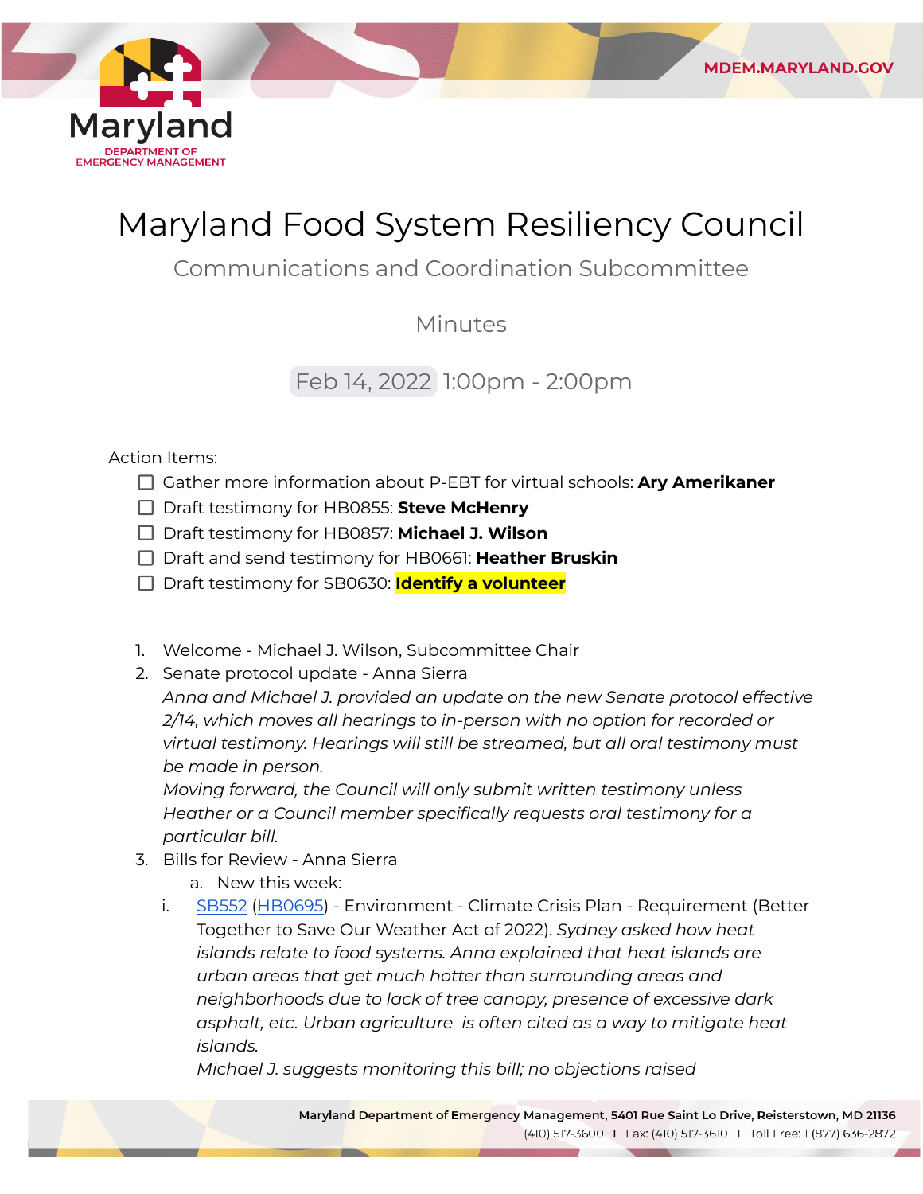# Maryland Food System Resiliency Council

## Communications and Coordination Subcommittee

### Minutes

Feb 14, 2022 1:00pm - 2:00pm

Action Items:

- [ ] Gather more information about P-EBT for virtual schools: **Ary Amerikaner**
- [ ] Draft testimony for HB0855: **Steve McHenry**
- [ ] Draft testimony for HB0857: **Michael J. Wilson**
- [ ] Draft and send testimony for HB0661: **Heather Bruskin**
- [ ] Draft testimony for SB0630: **Identify a volunteer**

1. Welcome - Michael J. Wilson, Subcommittee Chair
2. Senate protocol update - Anna Sierra
   *Anna and Michael J. provided an update on the new Senate protocol effective 2/14, which moves all hearings to in-person with no option for recorded or virtual testimony. Hearings will still be streamed, but all oral testimony must be made in person.*
   *Moving forward, the Council will only submit written testimony unless Heather or a Council member specifically requests oral testimony for a particular bill.*
3. Bills for Review - Anna Sierra
   a. New this week:
      i. SB552 (HB0695) - Environment - Climate Crisis Plan - Requirement (Better Together to Save Our Weather Act of 2022). *Sydney asked how heat islands relate to food systems. Anna explained that heat islands are urban areas that get much hotter than surrounding areas and neighborhoods due to lack of tree canopy, presence of excessive dark asphalt, etc. Urban agriculture is often cited as a way to mitigate heat islands.*
         *Michael J. suggests monitoring this bill; no objections raised*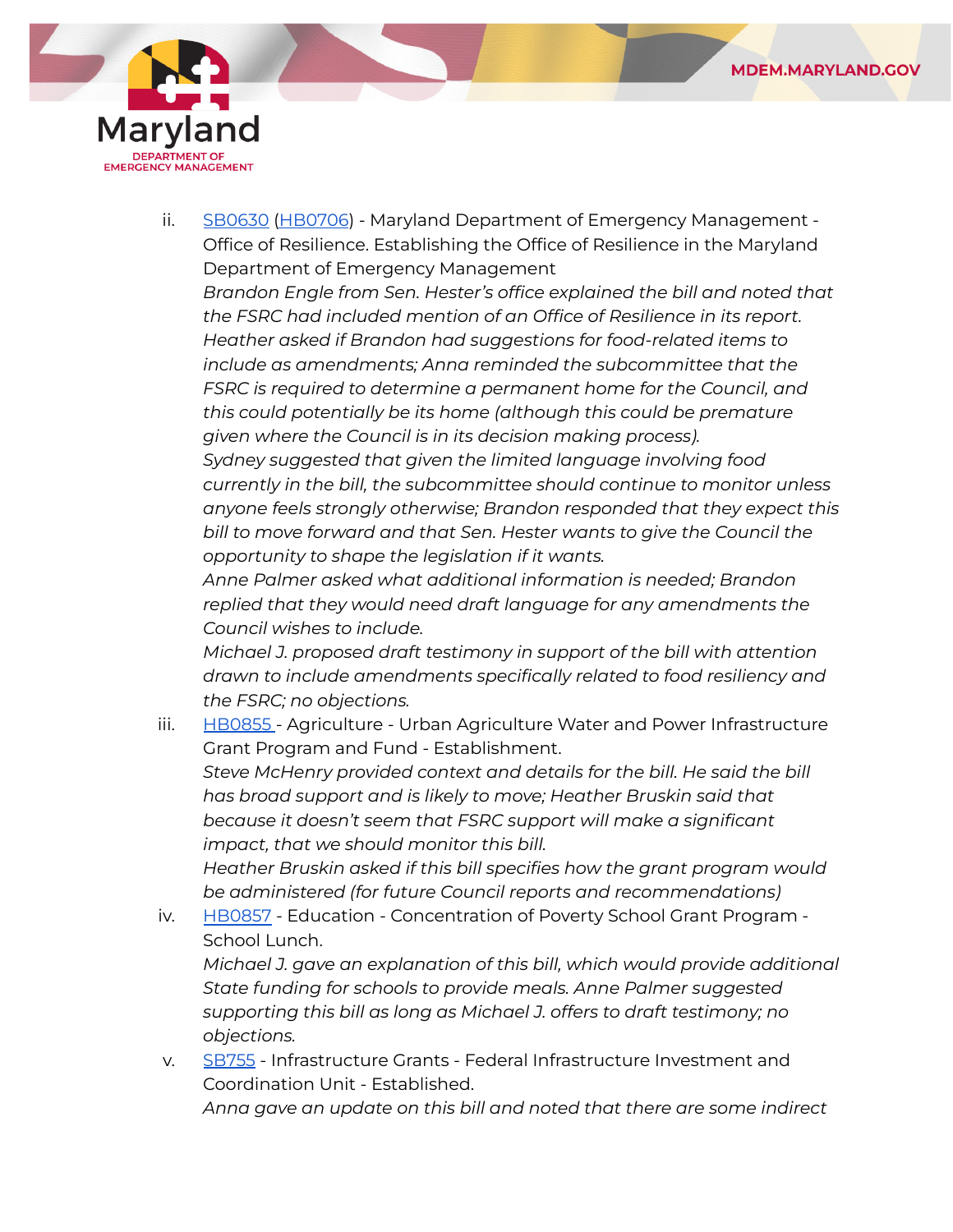ii. SB0630 (HB0706) - Maryland Department of Emergency Management - Office of Resilience. Establishing the Office of Resilience in the Maryland Department of Emergency Management
*Brandon Engle from Sen. Hester's office explained the bill and noted that the FSRC had included mention of an Office of Resilience in its report. Heather asked if Brandon had suggestions for food-related items to include as amendments; Anna reminded the subcommittee that the FSRC is required to determine a permanent home for the Council, and this could potentially be its home (although this could be premature given where the Council is in its decision making process).*
*Sydney suggested that given the limited language involving food currently in the bill, the subcommittee should continue to monitor unless anyone feels strongly otherwise; Brandon responded that they expect this bill to move forward and that Sen. Hester wants to give the Council the opportunity to shape the legislation if it wants.*
*Anne Palmer asked what additional information is needed; Brandon replied that they would need draft language for any amendments the Council wishes to include.*
*Michael J. proposed draft testimony in support of the bill with attention drawn to include amendments specifically related to food resiliency and the FSRC; no objections.*

iii. HB0855 - Agriculture - Urban Agriculture Water and Power Infrastructure Grant Program and Fund - Establishment.
*Steve McHenry provided context and details for the bill. He said the bill has broad support and is likely to move; Heather Bruskin said that because it doesn't seem that FSRC support will make a significant impact, that we should monitor this bill.*
*Heather Bruskin asked if this bill specifies how the grant program would be administered (for future Council reports and recommendations)*

iv. HB0857 - Education - Concentration of Poverty School Grant Program - School Lunch.
*Michael J. gave an explanation of this bill, which would provide additional State funding for schools to provide meals. Anne Palmer suggested supporting this bill as long as Michael J. offers to draft testimony; no objections.*

v. SB755 - Infrastructure Grants - Federal Infrastructure Investment and Coordination Unit - Established.
*Anna gave an update on this bill and noted that there are some indirect*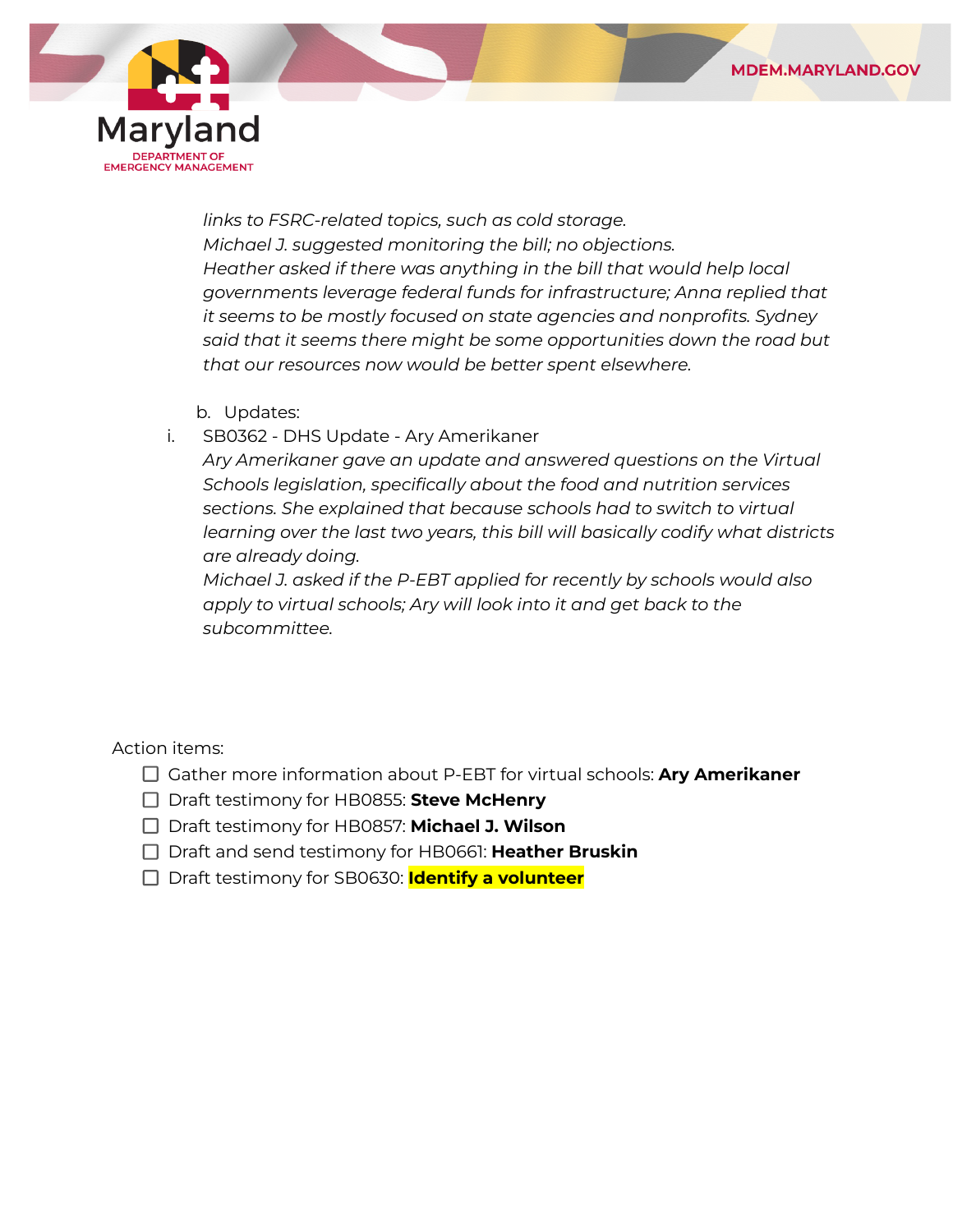*links to FSRC-related topics, such as cold storage.*
*Michael J. suggested monitoring the bill; no objections.*
*Heather asked if there was anything in the bill that would help local governments leverage federal funds for infrastructure; Anna replied that it seems to be mostly focused on state agencies and nonprofits. Sydney said that it seems there might be some opportunities down the road but that our resources now would be better spent elsewhere.*

b. Updates:

i. SB0362 - DHS Update - Ary Amerikaner
*Ary Amerikaner gave an update and answered questions on the Virtual Schools legislation, specifically about the food and nutrition services sections. She explained that because schools had to switch to virtual learning over the last two years, this bill will basically codify what districts are already doing.*
*Michael J. asked if the P-EBT applied for recently by schools would also apply to virtual schools; Ary will look into it and get back to the subcommittee.*

Action items:

- [ ] Gather more information about P-EBT for virtual schools: **Ary Amerikaner**
- [ ] Draft testimony for HB0855: **Steve McHenry**
- [ ] Draft testimony for HB0857: **Michael J. Wilson**
- [ ] Draft and send testimony for HB0661: **Heather Bruskin**
- [ ] Draft testimony for SB0630: **Identify a volunteer**